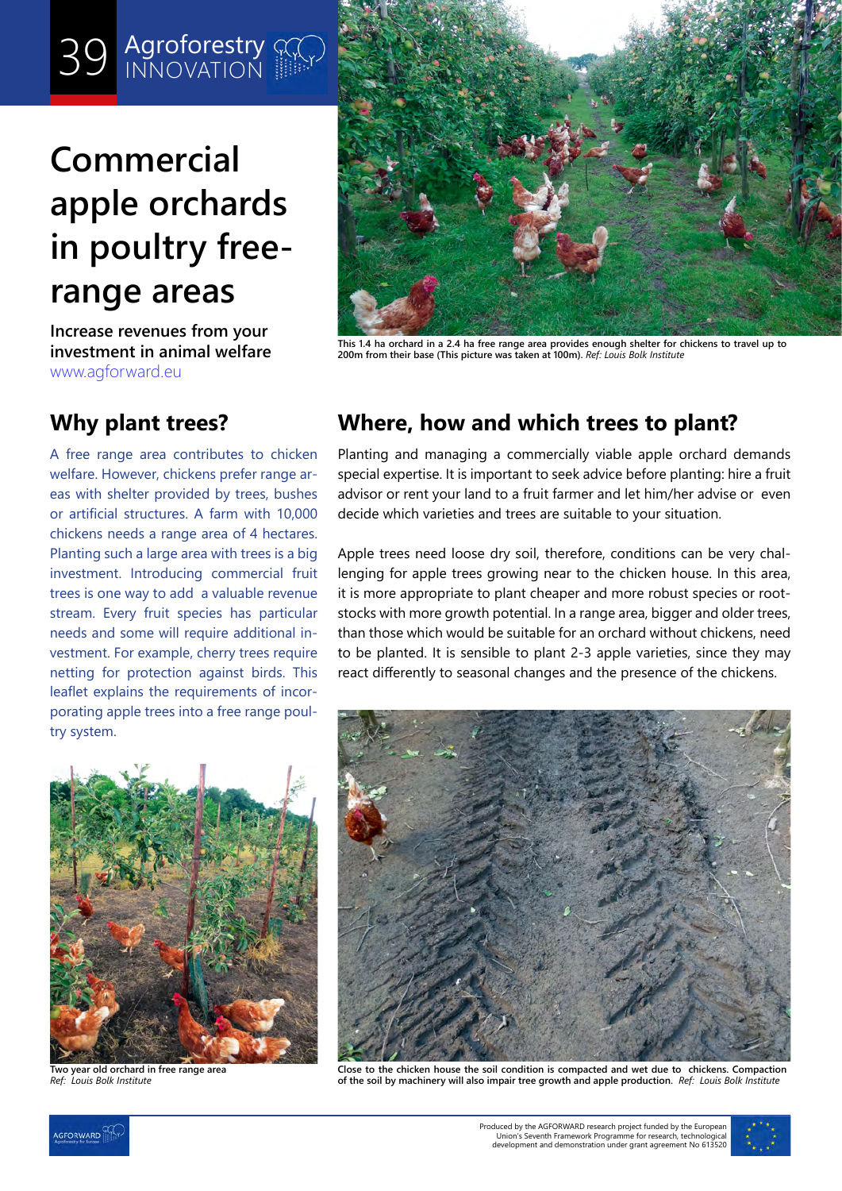39 Agroforestry INNOVATION

# Commercial apple orchards in poultry free-range areas

**Increase revenues from your investment in animal welfare**

www.agforward.eu

This 1.4 ha orchard in a 2.4 ha free range area provides enough shelter for chickens to travel up to 200m from their base (This picture was taken at 100m). *Ref: Louis Bolk Institute*

## Why plant trees?

A free range area contributes to chicken welfare. However, chickens prefer range areas with shelter provided by trees, bushes or artificial structures. A farm with 10,000 chickens needs a range area of 4 hectares. Planting such a large area with trees is a big investment. Introducing commercial fruit trees is one way to add a valuable revenue stream. Every fruit species has particular needs and some will require additional investment. For example, cherry trees require netting for protection against birds. This leaflet explains the requirements of incorporating apple trees into a free range poultry system.

Two year old orchard in free range area
*Ref: Louis Bolk Institute*

## Where, how and which trees to plant?

Planting and managing a commercially viable apple orchard demands special expertise. It is important to seek advice before planting: hire a fruit advisor or rent your land to a fruit farmer and let him/her advise or even decide which varieties and trees are suitable to your situation.

Apple trees need loose dry soil, therefore, conditions can be very challenging for apple trees growing near to the chicken house. In this area, it is more appropriate to plant cheaper and more robust species or rootstocks with more growth potential. In a range area, bigger and older trees, than those which would be suitable for an orchard without chickens, need to be planted. It is sensible to plant 2-3 apple varieties, since they may react differently to seasonal changes and the presence of the chickens.

Close to the chicken house the soil condition is compacted and wet due to chickens. Compaction of the soil by machinery will also impair tree growth and apple production. *Ref: Louis Bolk Institute*

Produced by the AGFORWARD research project funded by the European Union's Seventh Framework Programme for research, technological development and demonstration under grant agreement No 613520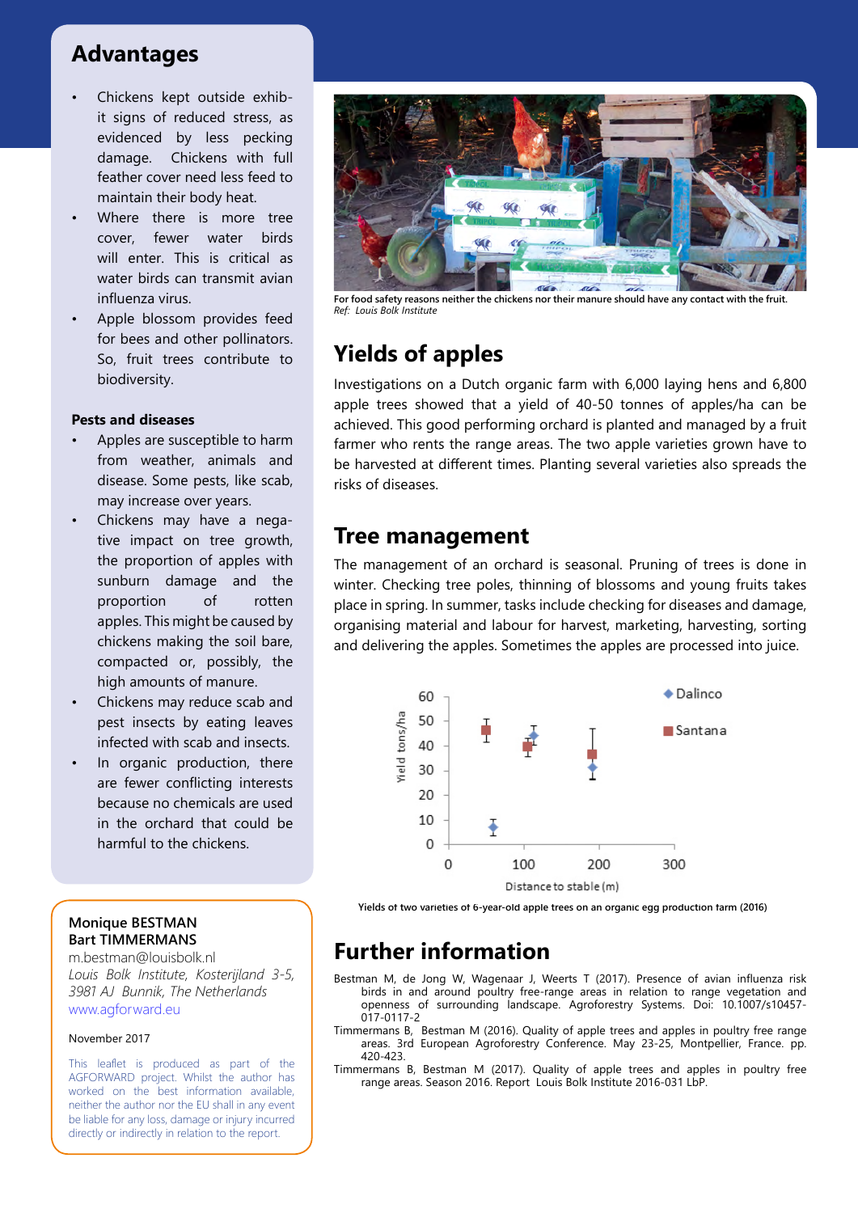## Advantages

- Chickens kept outside exhibit signs of reduced stress, as evidenced by less pecking damage. Chickens with full feather cover need less feed to maintain their body heat.
- Where there is more tree cover, fewer water birds will enter. This is critical as water birds can transmit avian influenza virus.
- Apple blossom provides feed for bees and other pollinators. So, fruit trees contribute to biodiversity.

### Pests and diseases

- Apples are susceptible to harm from weather, animals and disease. Some pests, like scab, may increase over years.
- Chickens may have a negative impact on tree growth, the proportion of apples with sunburn damage and the proportion of rotten apples. This might be caused by chickens making the soil bare, compacted or, possibly, the high amounts of manure.
- Chickens may reduce scab and pest insects by eating leaves infected with scab and insects.
- In organic production, there are fewer conflicting interests because no chemicals are used in the orchard that could be harmful to the chickens.

For food safety reasons neither the chickens nor their manure should have any contact with the fruit.
*Ref: Louis Bolk Institute*

## Yields of apples

Investigations on a Dutch organic farm with 6,000 laying hens and 6,800 apple trees showed that a yield of 40-50 tonnes of apples/ha can be achieved. This good performing orchard is planted and managed by a fruit farmer who rents the range areas. The two apple varieties grown have to be harvested at different times. Planting several varieties also spreads the risks of diseases.

## Tree management

The management of an orchard is seasonal. Pruning of trees is done in winter. Checking tree poles, thinning of blossoms and young fruits takes place in spring. In summer, tasks include checking for diseases and damage, organising material and labour for harvest, marketing, harvesting, sorting and delivering the apples. Sometimes the apples are processed into juice.

Yield tons/ha
60
50
40
30
20
10
0
0
100
200
300
Distance to stable (m)
Dalinco
Santana

Yields of two varieties of 6-year-old apple trees on an organic egg production farm (2016)

## Further information

Bestman M, de Jong W, Wagenaar J, Weerts T (2017). Presence of avian influenza risk birds in and around poultry free-range areas in relation to range vegetation and openness of surrounding landscape. Agroforestry Systems. Doi: 10.1007/s10457-017-0117-2

Timmermans B, Bestman M (2016). Quality of apple trees and apples in poultry free range areas. 3rd European Agroforestry Conference. May 23-25, Montpellier, France. pp. 420-423.

Timmermans B, Bestman M (2017). Quality of apple trees and apples in poultry free range areas. Season 2016. Report Louis Bolk Institute 2016-031 LbP.

**Monique BESTMAN**
**Bart TIMMERMANS**
m.bestman@louisbolk.nl
*Louis Bolk Institute, Kosterijland 3-5, 3981 AJ Bunnik, The Netherlands*
www.agforward.eu

November 2017

This leaflet is produced as part of the AGFORWARD project. Whilst the author has worked on the best information available, neither the author nor the EU shall in any event be liable for any loss, damage or injury incurred directly or indirectly in relation to the report.